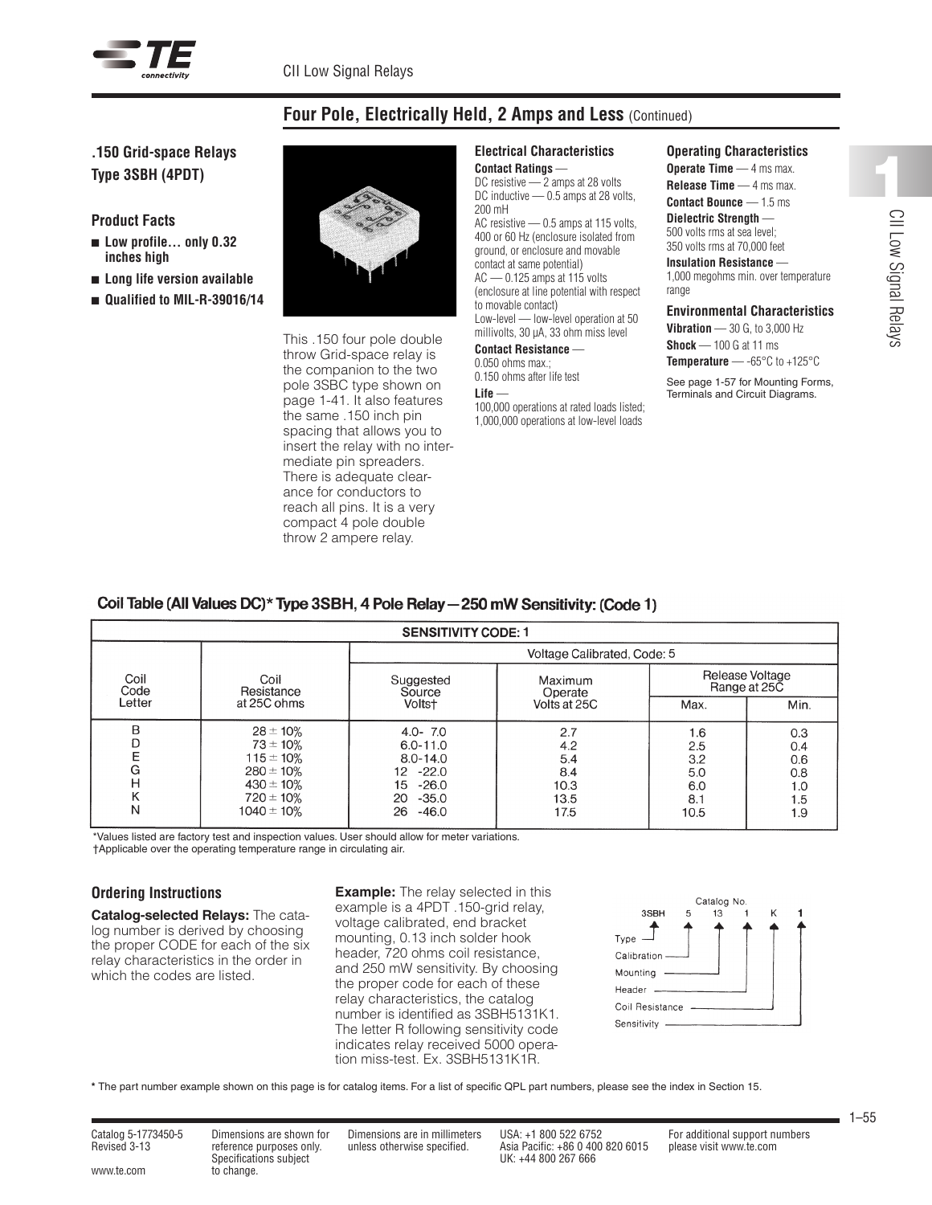## Four Pole, Electrically Held, 2 Amps and Less (Continued)

### .150 Grid-space Relays Type 3SBH (4PDT)

#### Product Facts

- **Low profile… only 0.32 inches high**
- **Long life version available**
- **Qualified to MIL-R-39016/14**

This .150 four pole double throw Grid-space relay is the companion to the two pole 3SBC type shown on page 1-41. It also features the same .150 inch pin spacing that allows you to insert the relay with no intermediate pin spreaders. There is adequate clearance for conductors to reach all pins. It is a very compact 4 pole double throw 2 ampere relay.

#### Electrical Characteristics

**Contact Ratings** —
DC resistive — 2 amps at 28 volts
DC inductive — 0.5 amps at 28 volts, 200 mH
AC resistive — 0.5 amps at 115 volts, 400 or 60 Hz (enclosure isolated from ground, or enclosure and movable contact at same potential)
AC — 0.125 amps at 115 volts (enclosure at line potential with respect to movable contact)
Low-level — low-level operation at 50 millivolts, 30 µA, 33 ohm miss level

**Contact Resistance** —
0.050 ohms max.;
0.150 ohms after life test

**Life** —
100,000 operations at rated loads listed; 1,000,000 operations at low-level loads

#### Operating Characteristics

**Operate Time** — 4 ms max.
**Release Time** — 4 ms max.
**Contact Bounce** — 1.5 ms
**Dielectric Strength** —
500 volts rms at sea level;
350 volts rms at 70,000 feet
**Insulation Resistance** —
1,000 megohms min. over temperature range

#### Environmental Characteristics

**Vibration** — 30 G, to 3,000 Hz
**Shock** — 100 G at 11 ms
**Temperature** — -65°C to +125°C

See page 1-57 for Mounting Forms, Terminals and Circuit Diagrams.

#### Coil Table (All Values DC)* Type 3SBH, 4 Pole Relay — 250 mW Sensitivity: (Code 1)

| SENSITIVITY CODE: 1 | | | | | |
|---|---|---|---|---|---|
| | | Voltage Calibrated, Code: 5 | | | |
| Coil Code Letter | Coil Resistance at 25C ohms | Suggested Source Volts† | Maximum Operate Volts at 25C | Release Voltage Range at 25C Max. | Release Voltage Range at 25C Min. |
| B | 28 ± 10% | 4.0- 7.0 | 2.7 | 1.6 | 0.3 |
| D | 73 ± 10% | 6.0-11.0 | 4.2 | 2.5 | 0.4 |
| E | 115 ± 10% | 8.0-14.0 | 5.4 | 3.2 | 0.6 |
| G | 280 ± 10% | 12 -22.0 | 8.4 | 5.0 | 0.8 |
| H | 430 ± 10% | 15 -26.0 | 10.3 | 6.0 | 1.0 |
| K | 720 ± 10% | 20 -35.0 | 13.5 | 8.1 | 1.5 |
| N | 1040 ± 10% | 26 -46.0 | 17.5 | 10.5 | 1.9 |

*Values listed are factory test and inspection values. User should allow for meter variations.
†Applicable over the operating temperature range in circulating air.

#### Ordering Instructions

**Catalog-selected Relays:** The catalog number is derived by choosing the proper CODE for each of the six relay characteristics in the order in which the codes are listed.

**Example:** The relay selected in this example is a 4PDT .150-grid relay, voltage calibrated, end bracket mounting, 0.13 inch solder hook header, 720 ohms coil resistance, and 250 mW sensitivity. By choosing the proper code for each of these relay characteristics, the catalog number is identified as 3SBH5131K1. The letter R following sensitivity code indicates relay received 5000 operation miss-test. Ex. 3SBH5131K1R.

Catalog No.

| 3SBH | 5 | 13 | 1 | K | 1 |
|---|---|---|---|---|---|
| Type | Calibration | Mounting | Header | Coil Resistance | Sensitivity |

* The part number example shown on this page is for catalog items. For a list of specific QPL part numbers, please see the index in Section 15.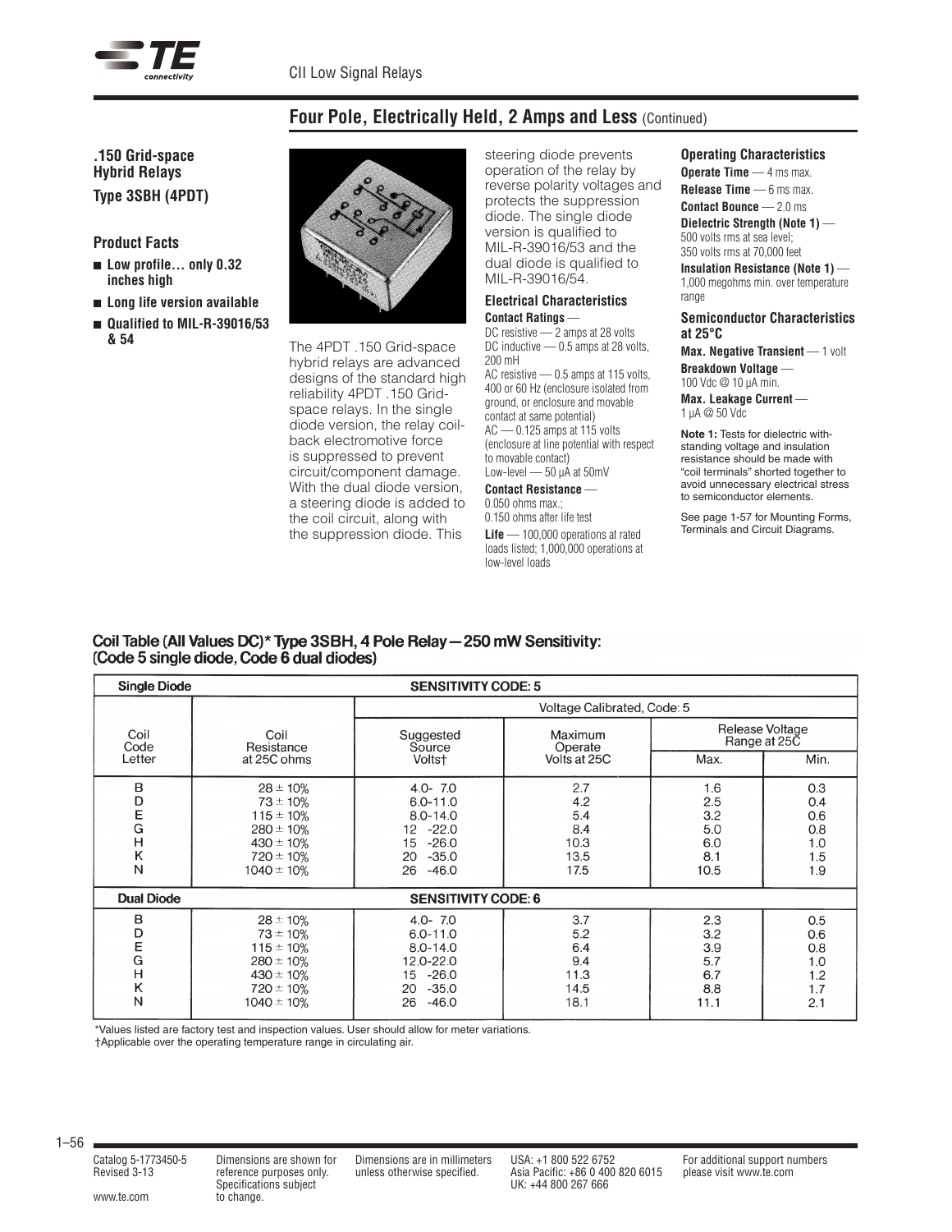## Four Pole, Electrically Held, 2 Amps and Less (Continued)

### .150 Grid-space Hybrid Relays
### Type 3SBH (4PDT)

#### Product Facts

- Low profile… only 0.32 inches high
- Long life version available
- Qualified to MIL-R-39016/53 & 54

The 4PDT .150 Grid-space hybrid relays are advanced designs of the standard high reliability 4PDT .150 Grid-space relays. In the single diode version, the relay coil-back electromotive force is suppressed to prevent circuit/component damage. With the dual diode version, a steering diode is added to the coil circuit, along with the suppression diode. This steering diode prevents operation of the relay by reverse polarity voltages and protects the suppression diode. The single diode version is qualified to MIL-R-39016/53 and the dual diode is qualified to MIL-R-39016/54.

#### Electrical Characteristics

**Contact Ratings** —
DC resistive — 2 amps at 28 volts
DC inductive — 0.5 amps at 28 volts, 200 mH
AC resistive — 0.5 amps at 115 volts, 400 or 60 Hz (enclosure isolated from ground, or enclosure and movable contact at same potential)
AC — 0.125 amps at 115 volts (enclosure at line potential with respect to movable contact)
Low-level — 50 µA at 50mV

**Contact Resistance** —
0.050 ohms max.;
0.150 ohms after life test

**Life** — 100,000 operations at rated loads listed; 1,000,000 operations at low-level loads

#### Operating Characteristics

**Operate Time** — 4 ms max.
**Release Time** — 6 ms max.
**Contact Bounce** — 2.0 ms
**Dielectric Strength (Note 1)** — 500 volts rms at sea level; 350 volts rms at 70,000 feet
**Insulation Resistance (Note 1)** — 1,000 megohms min. over temperature range

#### Semiconductor Characteristics at 25°C

**Max. Negative Transient** — 1 volt
**Breakdown Voltage** — 100 Vdc @ 10 µA min.
**Max. Leakage Current** — 1 µA @ 50 Vdc

**Note 1:** Tests for dielectric withstanding voltage and insulation resistance should be made with "coil terminals" shorted together to avoid unnecessary electrical stress to semiconductor elements.

See page 1-57 for Mounting Forms, Terminals and Circuit Diagrams.

### Coil Table (All Values DC)* Type 3SBH, 4 Pole Relay — 250 mW Sensitivity: (Code 5 single diode, Code 6 dual diodes)

| Coil Code Letter | Coil Resistance at 25C ohms | Suggested Source Volts† | Maximum Operate Volts at 25C | Release Voltage Range at 25C Max. | Release Voltage Range at 25C Min. |
|---|---|---|---|---|---|
| **Single Diode — SENSITIVITY CODE: 5 (Voltage Calibrated, Code: 5)** | | | | | |
| B | 28 ± 10% | 4.0- 7.0 | 2.7 | 1.6 | 0.3 |
| D | 73 ± 10% | 6.0-11.0 | 4.2 | 2.5 | 0.4 |
| E | 115 ± 10% | 8.0-14.0 | 5.4 | 3.2 | 0.6 |
| G | 280 ± 10% | 12 -22.0 | 8.4 | 5.0 | 0.8 |
| H | 430 ± 10% | 15 -26.0 | 10.3 | 6.0 | 1.0 |
| K | 720 ± 10% | 20 -35.0 | 13.5 | 8.1 | 1.5 |
| N | 1040 ± 10% | 26 -46.0 | 17.5 | 10.5 | 1.9 |
| **Dual Diode — SENSITIVITY CODE: 6** | | | | | |
| B | 28 ± 10% | 4.0- 7.0 | 3.7 | 2.3 | 0.5 |
| D | 73 ± 10% | 6.0-11.0 | 5.2 | 3.2 | 0.6 |
| E | 115 ± 10% | 8.0-14.0 | 6.4 | 3.9 | 0.8 |
| G | 280 ± 10% | 12.0-22.0 | 9.4 | 5.7 | 1.0 |
| H | 430 ± 10% | 15 -26.0 | 11.3 | 6.7 | 1.2 |
| K | 720 ± 10% | 20 -35.0 | 14.5 | 8.8 | 1.7 |
| N | 1040 ± 10% | 26 -46.0 | 18.1 | 11.1 | 2.1 |

*Values listed are factory test and inspection values. User should allow for meter variations.
†Applicable over the operating temperature range in circulating air.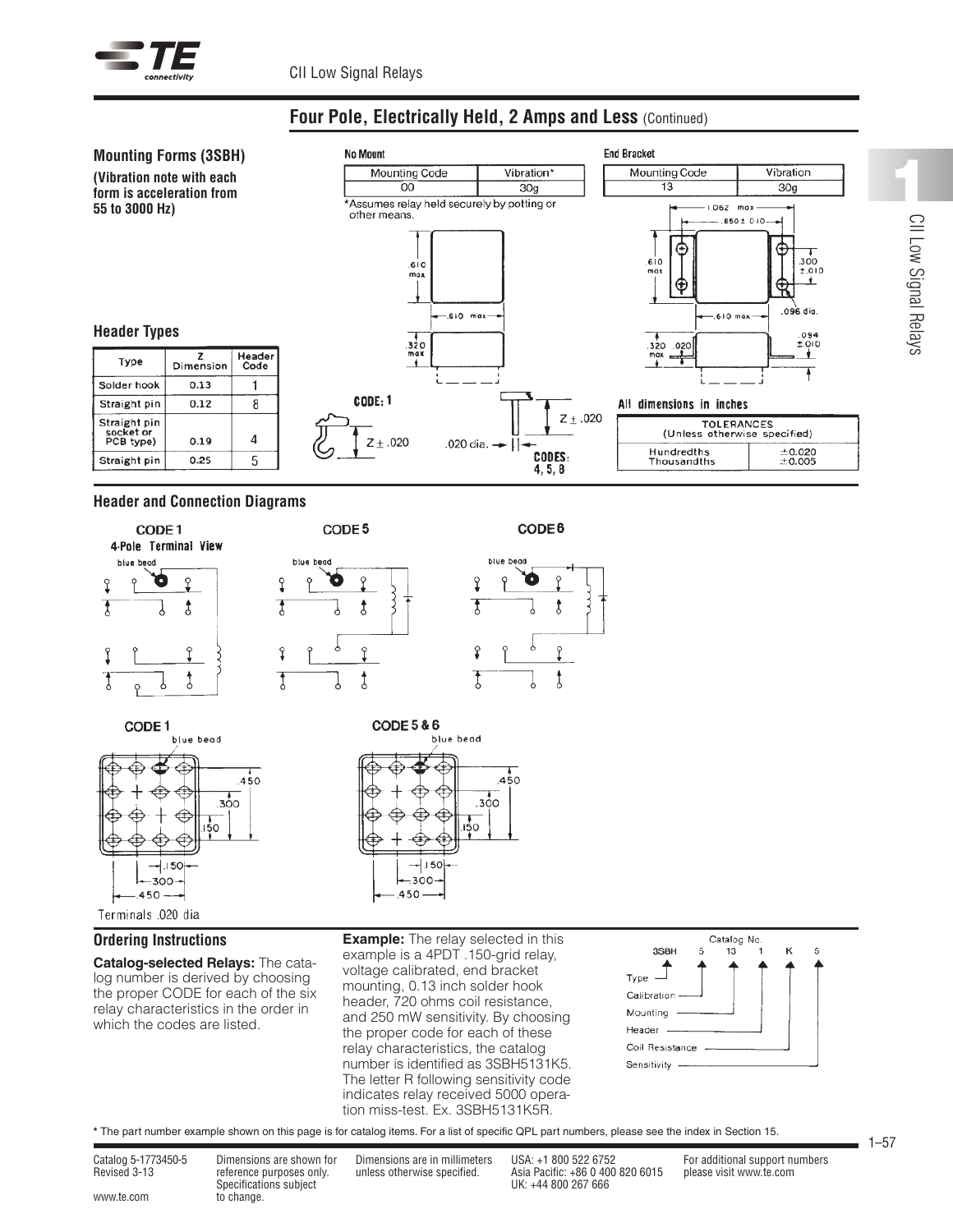## Four Pole, Electrically Held, 2 Amps and Less (Continued)

### Mounting Forms (3SBH)

**(Vibration note with each form is acceleration from 55 to 3000 Hz)**

**No Mount**

| Mounting Code | Vibration* |
|---|---|
| 00 | 30g |

*Assumes relay held securely by potting or other means.

.610 max
.610 max
.320 max

**End Bracket**

| Mounting Code | Vibration |
|---|---|
| 13 | 30g |

1.062 max
.850 ± .010
.610 max
.300 ±.010
.096 dia.
.610 max
.320 max
.020
.094 ±.010

### Header Types

| Type | Z Dimension | Header Code |
|---|---|---|
| Solder hook | 0.13 | 1 |
| Straight pin | 0.12 | 8 |
| Straight pin socket or PCB type) | 0.19 | 4 |
| Straight pin | 0.25 | 5 |

CODE: 1
Z ± .020
Z ± .020
.020 dia.
CODES: 4, 5, 8

All dimensions in inches

| TOLERANCES (Unless otherwise specified) | |
|---|---|
| Hundredths | ±0.020 |
| Thousandths | ±0.005 |

### Header and Connection Diagrams

CODE 1
4-Pole Terminal View
blue bead

CODE 5
blue bead

CODE 6
blue bead

CODE 1
blue bead
.450
.300
.150
.150
.300
.450
Terminals .020 dia

CODE 5 & 6
blue bead
.450
.300
.150
.150
.300
.450

### Ordering Instructions

**Catalog-selected Relays:** The catalog number is derived by choosing the proper CODE for each of the six relay characteristics in the order in which the codes are listed.

**Example:** The relay selected in this example is a 4PDT .150-grid relay, voltage calibrated, end bracket mounting, 0.13 inch solder hook header, 720 ohms coil resistance, and 250 mW sensitivity. By choosing the proper code for each of these relay characteristics, the catalog number is identified as 3SBH5131K5. The letter R following sensitivity code indicates relay received 5000 operation miss-test. Ex. 3SBH5131K5R.

Catalog No.
3SBH 5 13 1 K 5
Type
Calibration
Mounting
Header
Coil Resistance
Sensitivity

\* The part number example shown on this page is for catalog items. For a list of specific QPL part numbers, please see the index in Section 15.